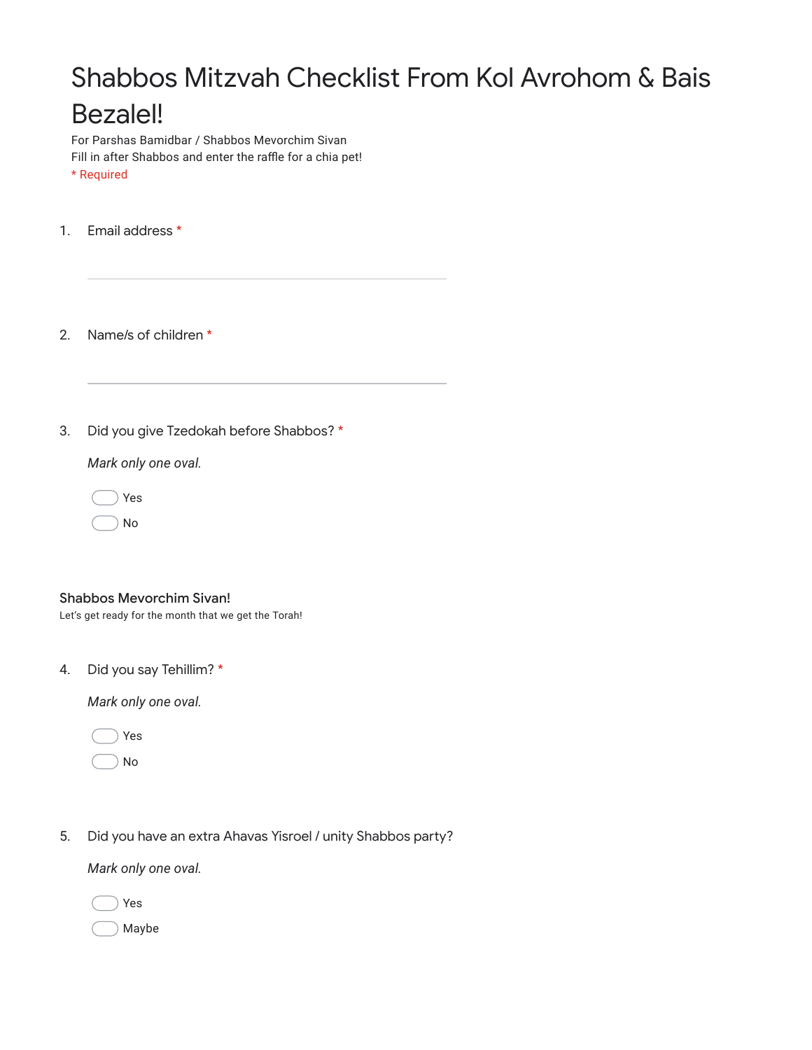# Shabbos Mitzvah Checklist From Kol Avrohom & Bais Bezalel!

For Parshas Bamidbar / Shabbos Mevorchim Sivan
Fill in after Shabbos and enter the raffle for a chia pet!
* Required

1. Email address *

2. Name/s of children *

3. Did you give Tzedokah before Shabbos? *

   *Mark only one oval.*

   - Yes
   - No

## Shabbos Mevorchim Sivan!

Let's get ready for the month that we get the Torah!

4. Did you say Tehillim? *

   *Mark only one oval.*

   - Yes
   - No

5. Did you have an extra Ahavas Yisroel / unity Shabbos party?

   *Mark only one oval.*

   - Yes
   - Maybe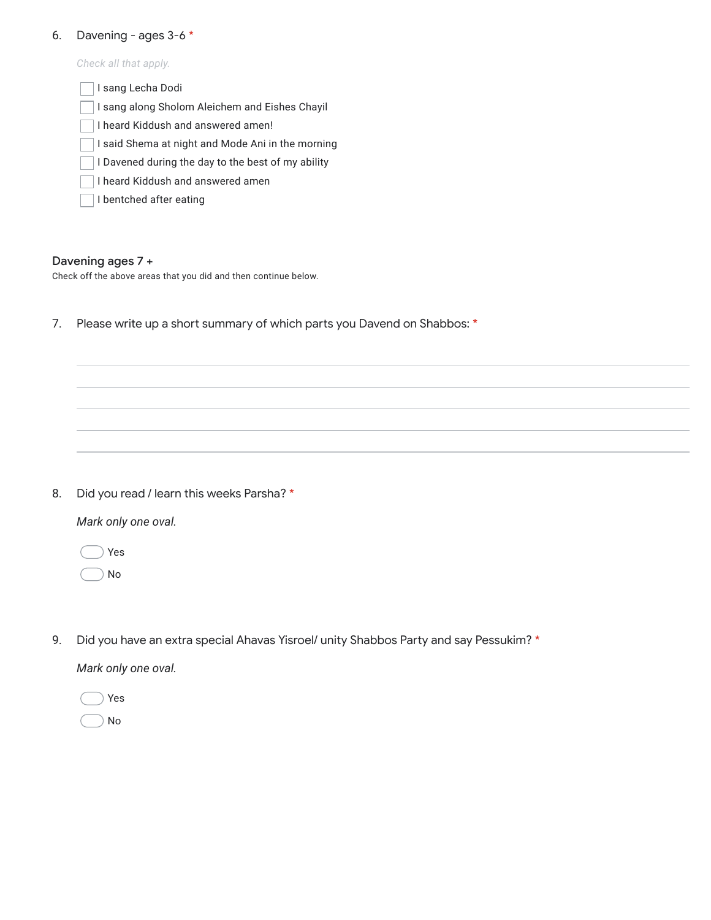6. Davening - ages 3-6 *

*Check all that apply.*

- [ ] I sang Lecha Dodi
- [ ] I sang along Sholom Aleichem and Eishes Chayil
- [ ] I heard Kiddush and answered amen!
- [ ] I said Shema at night and Mode Ani in the morning
- [ ] I Davened during the day to the best of my ability
- [ ] I heard Kiddush and answered amen
- [ ] I bentched after eating

## Davening ages 7 +

Check off the above areas that you did and then continue below.

7. Please write up a short summary of which parts you Davend on Shabbos: *

_______________________________________________

_______________________________________________

_______________________________________________

_______________________________________________

_______________________________________________

8. Did you read / learn this weeks Parsha? *

*Mark only one oval.*

- ( ) Yes
- ( ) No

9. Did you have an extra special Ahavas Yisroel/ unity Shabbos Party and say Pessukim? *

*Mark only one oval.*

- ( ) Yes
- ( ) No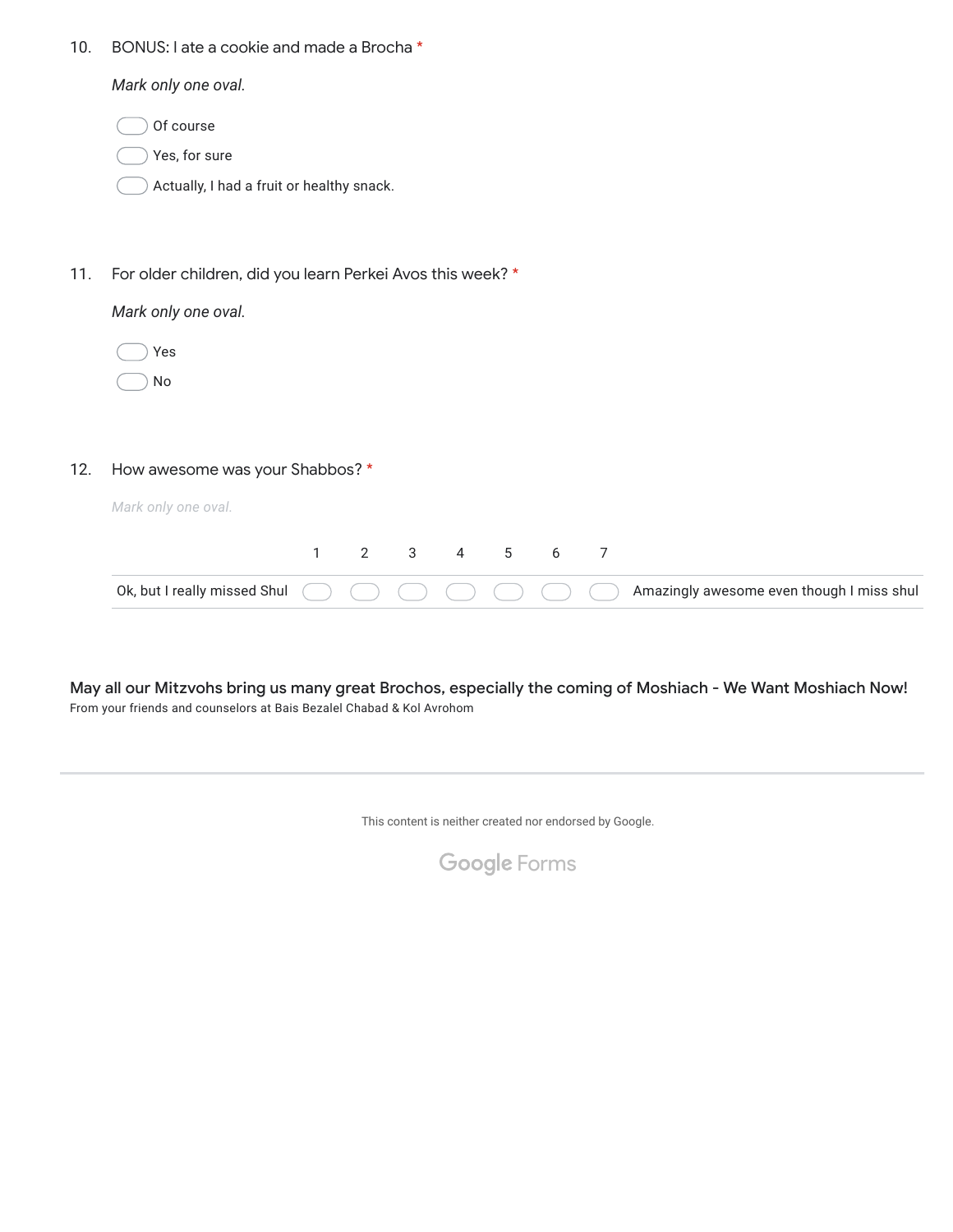10. BONUS: I ate a cookie and made a Brocha *

*Mark only one oval.*

- Of course
- Yes, for sure
- Actually, I had a fruit or healthy snack.

11. For older children, did you learn Perkei Avos this week? *

*Mark only one oval.*

- Yes
- No

12. How awesome was your Shabbos? *

*Mark only one oval.*

| | 1 | 2 | 3 | 4 | 5 | 6 | 7 | |
|---|---|---|---|---|---|---|---|---|
| Ok, but I really missed Shul | | | | | | | | Amazingly awesome even though I miss shul |

**May all our Mitzvohs bring us many great Brochos, especially the coming of Moshiach - We Want Moshiach Now!**

From your friends and counselors at Bais Bezalel Chabad & Kol Avrohom

This content is neither created nor endorsed by Google.

Google Forms